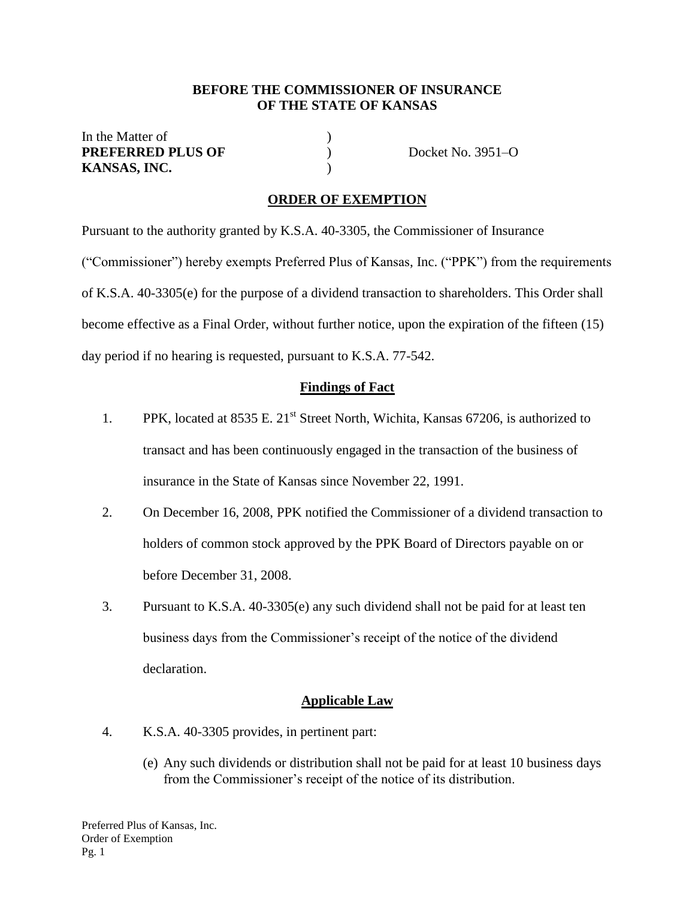**BEFORE THE COMMISSIONER OF INSURANCE**
**OF THE STATE OF KANSAS**

In the Matter of )
**PREFERRED PLUS OF** ) Docket No. 3951–O
**KANSAS, INC.** )

## ORDER OF EXEMPTION

Pursuant to the authority granted by K.S.A. 40-3305, the Commissioner of Insurance ("Commissioner") hereby exempts Preferred Plus of Kansas, Inc. ("PPK") from the requirements of K.S.A. 40-3305(e) for the purpose of a dividend transaction to shareholders. This Order shall become effective as a Final Order, without further notice, upon the expiration of the fifteen (15) day period if no hearing is requested, pursuant to K.S.A. 77-542.

### Findings of Fact

1. PPK, located at 8535 E. 21st Street North, Wichita, Kansas 67206, is authorized to transact and has been continuously engaged in the transaction of the business of insurance in the State of Kansas since November 22, 1991.
2. On December 16, 2008, PPK notified the Commissioner of a dividend transaction to holders of common stock approved by the PPK Board of Directors payable on or before December 31, 2008.
3. Pursuant to K.S.A. 40-3305(e) any such dividend shall not be paid for at least ten business days from the Commissioner's receipt of the notice of the dividend declaration.

### Applicable Law

4. K.S.A. 40-3305 provides, in pertinent part:

   (e) Any such dividends or distribution shall not be paid for at least 10 business days from the Commissioner's receipt of the notice of its distribution.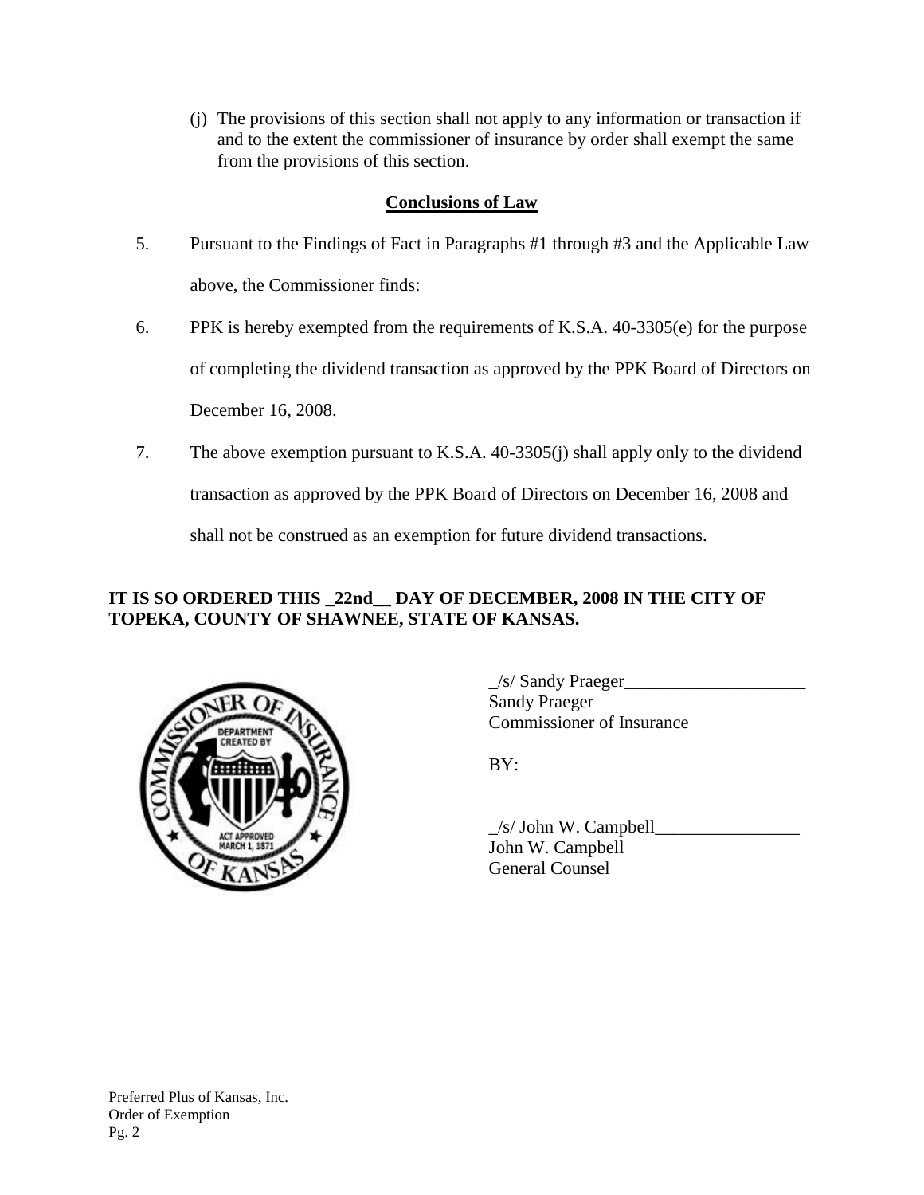(j) The provisions of this section shall not apply to any information or transaction if and to the extent the commissioner of insurance by order shall exempt the same from the provisions of this section.

**Conclusions of Law**

5. Pursuant to the Findings of Fact in Paragraphs #1 through #3 and the Applicable Law above, the Commissioner finds:

6. PPK is hereby exempted from the requirements of K.S.A. 40-3305(e) for the purpose of completing the dividend transaction as approved by the PPK Board of Directors on December 16, 2008.

7. The above exemption pursuant to K.S.A. 40-3305(j) shall apply only to the dividend transaction as approved by the PPK Board of Directors on December 16, 2008 and shall not be construed as an exemption for future dividend transactions.

**IT IS SO ORDERED THIS _22nd__ DAY OF DECEMBER, 2008 IN THE CITY OF TOPEKA, COUNTY OF SHAWNEE, STATE OF KANSAS.**

_/s/ Sandy Praeger____________________
Sandy Praeger
Commissioner of Insurance

BY:

_/s/ John W. Campbell________________
John W. Campbell
General Counsel

Preferred Plus of Kansas, Inc.
Order of Exemption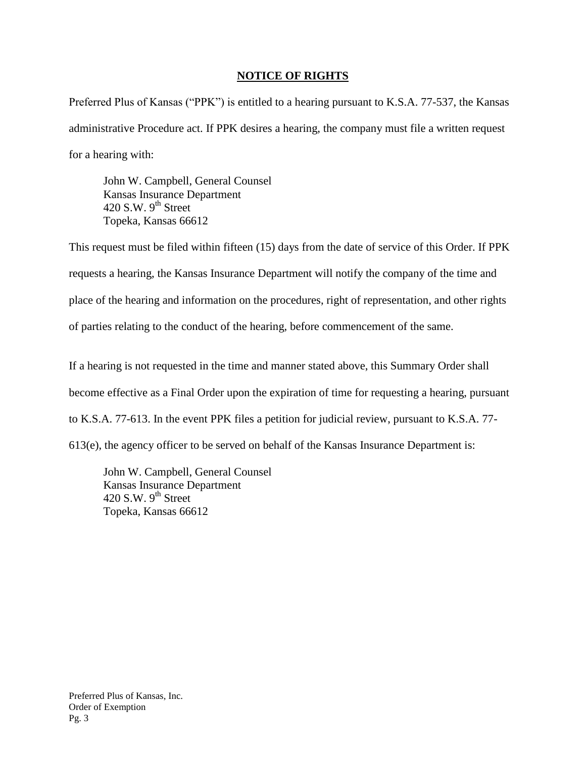## NOTICE OF RIGHTS

Preferred Plus of Kansas ("PPK") is entitled to a hearing pursuant to K.S.A. 77-537, the Kansas administrative Procedure act. If PPK desires a hearing, the company must file a written request for a hearing with:

John W. Campbell, General Counsel  
Kansas Insurance Department  
420 S.W. 9th Street  
Topeka, Kansas 66612

This request must be filed within fifteen (15) days from the date of service of this Order. If PPK requests a hearing, the Kansas Insurance Department will notify the company of the time and place of the hearing and information on the procedures, right of representation, and other rights of parties relating to the conduct of the hearing, before commencement of the same.

If a hearing is not requested in the time and manner stated above, this Summary Order shall become effective as a Final Order upon the expiration of time for requesting a hearing, pursuant to K.S.A. 77-613. In the event PPK files a petition for judicial review, pursuant to K.S.A. 77-613(e), the agency officer to be served on behalf of the Kansas Insurance Department is:

John W. Campbell, General Counsel  
Kansas Insurance Department  
420 S.W. 9th Street  
Topeka, Kansas 66612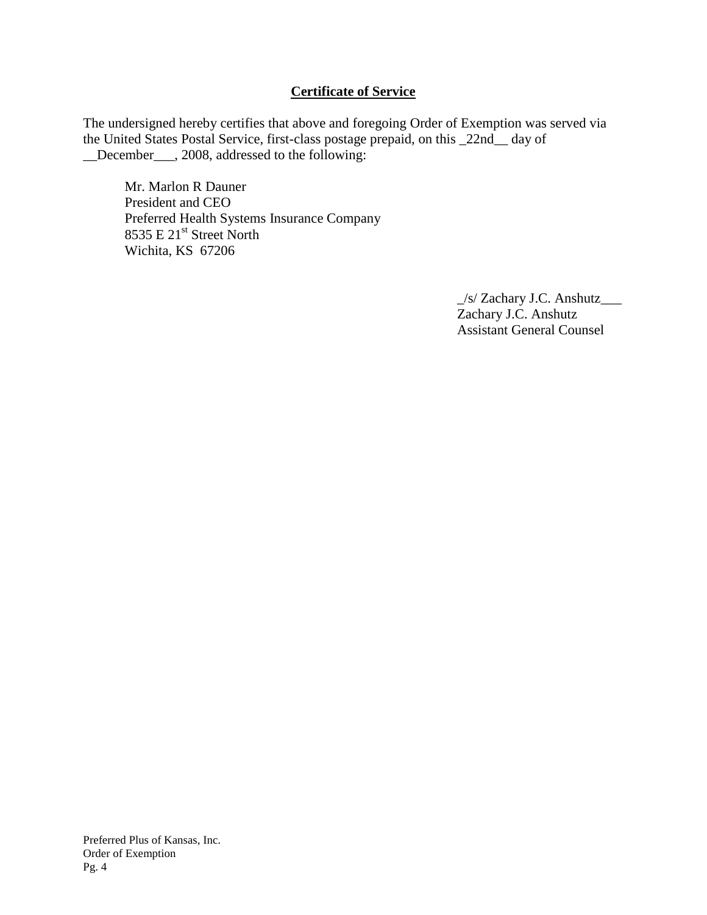**Certificate of Service**

The undersigned hereby certifies that above and foregoing Order of Exemption was served via the United States Postal Service, first-class postage prepaid, on this _22nd__ day of __December___, 2008, addressed to the following:

Mr. Marlon R Dauner
President and CEO
Preferred Health Systems Insurance Company
8535 E 21st Street North
Wichita, KS 67206

_/s/ Zachary J.C. Anshutz___
Zachary J.C. Anshutz
Assistant General Counsel